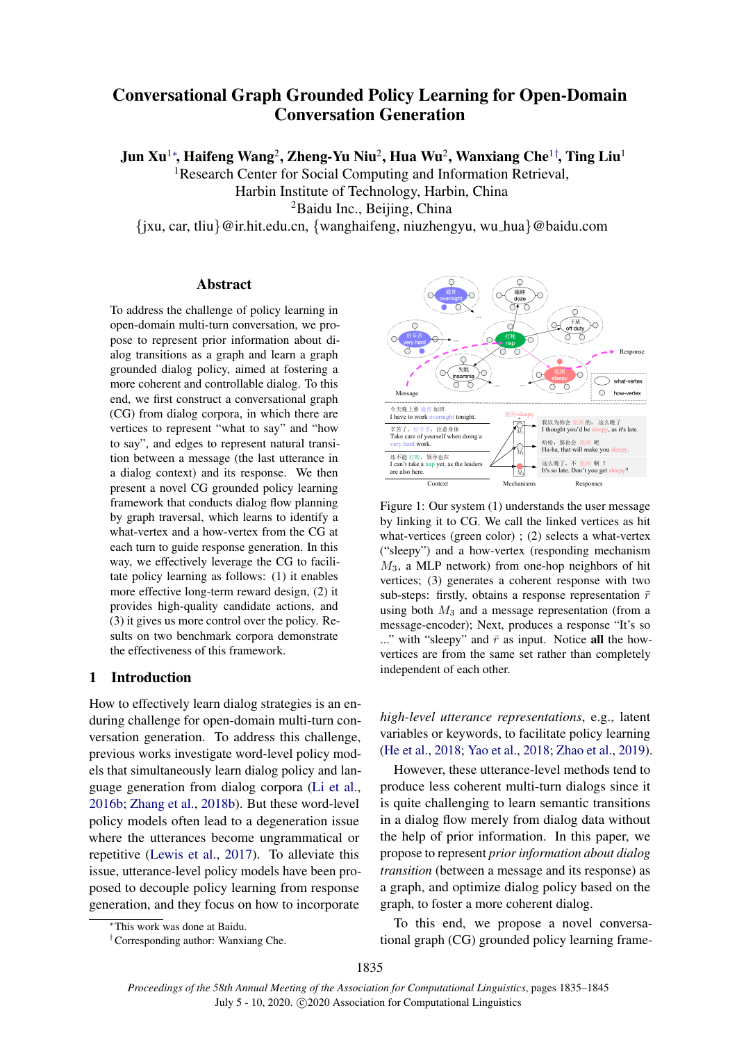# Conversational Graph Grounded Policy Learning for Open-Domain Conversation Generation

**Jun Xu**[1*], **Haifeng Wang**[2], **Zheng-Yu Niu**[2], **Hua Wu**[2], **Wanxiang Che**[1†], **Ting Liu**[1]

[1]Research Center for Social Computing and Information Retrieval, Harbin Institute of Technology, Harbin, China

[2]Baidu Inc., Beijing, China

{jxu, car, tliu}@ir.hit.edu.cn, {wanghaifeng, niuzhengyu, wu_hua}@baidu.com

## Abstract

To address the challenge of policy learning in open-domain multi-turn conversation, we propose to represent prior information about dialog transitions as a graph and learn a graph grounded dialog policy, aimed at fostering a more coherent and controllable dialog. To this end, we first construct a conversational graph (CG) from dialog corpora, in which there are vertices to represent "what to say" and "how to say", and edges to represent natural transition between a message (the last utterance in a dialog context) and its response. We then present a novel CG grounded policy learning framework that conducts dialog flow planning by graph traversal, which learns to identify a what-vertex and a how-vertex from the CG at each turn to guide response generation. In this way, we effectively leverage the CG to facilitate policy learning as follows: (1) it enables more effective long-term reward design, (2) it provides high-quality candidate actions, and (3) it gives us more control over the policy. Results on two benchmark corpora demonstrate the effectiveness of this framework.

## 1 Introduction

How to effectively learn dialog strategies is an enduring challenge for open-domain multi-turn conversation generation. To address this challenge, previous works investigate word-level policy models that simultaneously learn dialog policy and language generation from dialog corpora (Li et al., 2016b; Zhang et al., 2018b). But these word-level policy models often lead to a degeneration issue where the utterances become ungrammatical or repetitive (Lewis et al., 2017). To alleviate this issue, utterance-level policy models have been proposed to decouple policy learning from response generation, and they focus on how to incorporate *high-level utterance representations*, e.g., latent variables or keywords, to facilitate policy learning (He et al., 2018; Yao et al., 2018; Zhao et al., 2019).

Figure 1: Our system (1) understands the user message by linking it to CG. We call the linked vertices as hit what-vertices (green color) ; (2) selects a what-vertex ("sleepy") and a how-vertex (responding mechanism $M_3$, a MLP network) from one-hop neighbors of hit vertices; (3) generates a coherent response with two sub-steps: firstly, obtains a response representation $\bar{r}$ using both $M_3$ and a message representation (from a message-encoder); Next, produces a response "It's so ..." with "sleepy" and $\bar{r}$ as input. Notice **all** the how-vertices are from the same set rather than completely independent of each other.

However, these utterance-level methods tend to produce less coherent multi-turn dialogs since it is quite challenging to learn semantic transitions in a dialog flow merely from dialog data without the help of prior information. In this paper, we propose to represent *prior information about dialog transition* (between a message and its response) as a graph, and optimize dialog policy based on the graph, to foster a more coherent dialog.

To this end, we propose a novel conversational graph (CG) grounded policy learning frame-

*This work was done at Baidu.

†Corresponding author: Wanxiang Che.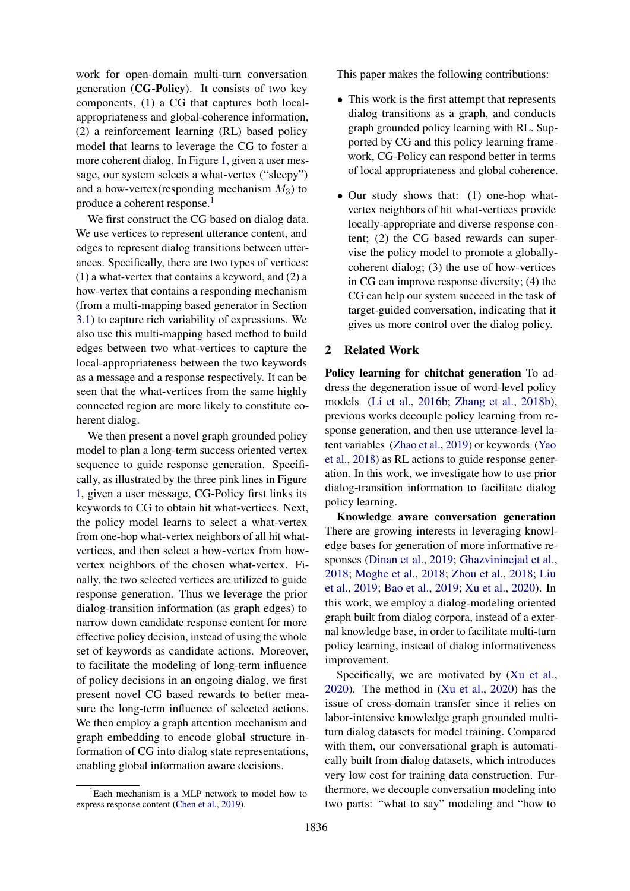work for open-domain multi-turn conversation generation (**CG-Policy**). It consists of two key components, (1) a CG that captures both local-appropriateness and global-coherence information, (2) a reinforcement learning (RL) based policy model that learns to leverage the CG to foster a more coherent dialog. In Figure 1, given a user message, our system selects a what-vertex ("sleepy") and a how-vertex(responding mechanism $M_3$) to produce a coherent response.[1]

We first construct the CG based on dialog data. We use vertices to represent utterance content, and edges to represent dialog transitions between utterances. Specifically, there are two types of vertices: (1) a what-vertex that contains a keyword, and (2) a how-vertex that contains a responding mechanism (from a multi-mapping based generator in Section 3.1) to capture rich variability of expressions. We also use this multi-mapping based method to build edges between two what-vertices to capture the local-appropriateness between the two keywords as a message and a response respectively. It can be seen that the what-vertices from the same highly connected region are more likely to constitute coherent dialog.

We then present a novel graph grounded policy model to plan a long-term success oriented vertex sequence to guide response generation. Specifically, as illustrated by the three pink lines in Figure 1, given a user message, CG-Policy first links its keywords to CG to obtain hit what-vertices. Next, the policy model learns to select a what-vertex from one-hop what-vertex neighbors of all hit what-vertices, and then select a how-vertex from how-vertex neighbors of the chosen what-vertex. Finally, the two selected vertices are utilized to guide response generation. Thus we leverage the prior dialog-transition information (as graph edges) to narrow down candidate response content for more effective policy decision, instead of using the whole set of keywords as candidate actions. Moreover, to facilitate the modeling of long-term influence of policy decisions in an ongoing dialog, we first present novel CG based rewards to better measure the long-term influence of selected actions. We then employ a graph attention mechanism and graph embedding to encode global structure information of CG into dialog state representations, enabling global information aware decisions.

[1] Each mechanism is a MLP network to model how to express response content (Chen et al., 2019).

This paper makes the following contributions:

- This work is the first attempt that represents dialog transitions as a graph, and conducts graph grounded policy learning with RL. Supported by CG and this policy learning framework, CG-Policy can respond better in terms of local appropriateness and global coherence.
- Our study shows that: (1) one-hop what-vertex neighbors of hit what-vertices provide locally-appropriate and diverse response content; (2) the CG based rewards can supervise the policy model to promote a globally-coherent dialog; (3) the use of how-vertices in CG can improve response diversity; (4) the CG can help our system succeed in the task of target-guided conversation, indicating that it gives us more control over the dialog policy.

## 2 Related Work

**Policy learning for chitchat generation** To address the degeneration issue of word-level policy models (Li et al., 2016b; Zhang et al., 2018b), previous works decouple policy learning from response generation, and then use utterance-level latent variables (Zhao et al., 2019) or keywords (Yao et al., 2018) as RL actions to guide response generation. In this work, we investigate how to use prior dialog-transition information to facilitate dialog policy learning.

**Knowledge aware conversation generation** There are growing interests in leveraging knowledge bases for generation of more informative responses (Dinan et al., 2019; Ghazvininejad et al., 2018; Moghe et al., 2018; Zhou et al., 2018; Liu et al., 2019; Bao et al., 2019; Xu et al., 2020). In this work, we employ a dialog-modeling oriented graph built from dialog corpora, instead of a external knowledge base, in order to facilitate multi-turn policy learning, instead of dialog informativeness improvement.

Specifically, we are motivated by (Xu et al., 2020). The method in (Xu et al., 2020) has the issue of cross-domain transfer since it relies on labor-intensive knowledge graph grounded multi-turn dialog datasets for model training. Compared with them, our conversational graph is automatically built from dialog datasets, which introduces very low cost for training data construction. Furthermore, we decouple conversation modeling into two parts: "what to say" modeling and "how to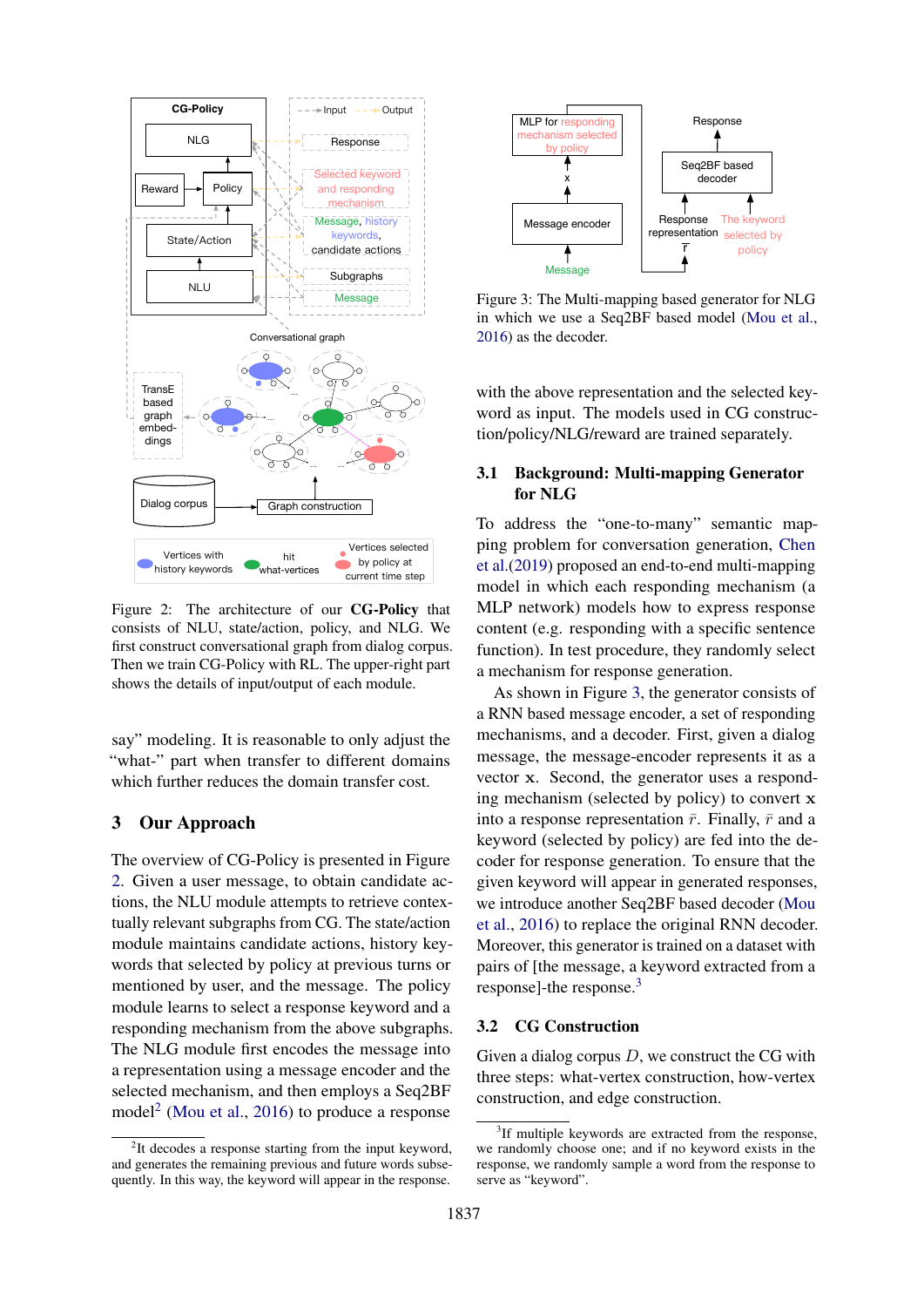Figure 2: The architecture of our **CG-Policy** that consists of NLU, state/action, policy, and NLG. We first construct conversational graph from dialog corpus. Then we train CG-Policy with RL. The upper-right part shows the details of input/output of each module.

say" modeling. It is reasonable to only adjust the "what-" part when transfer to different domains which further reduces the domain transfer cost.

## 3 Our Approach

The overview of CG-Policy is presented in Figure 2. Given a user message, to obtain candidate actions, the NLU module attempts to retrieve contextually relevant subgraphs from CG. The state/action module maintains candidate actions, history keywords that selected by policy at previous turns or mentioned by user, and the message. The policy module learns to select a response keyword and a responding mechanism from the above subgraphs. The NLG module first encodes the message into a representation using a message encoder and the selected mechanism, and then employs a Seq2BF model[2] (Mou et al., 2016) to produce a response with the above representation and the selected keyword as input. The models used in CG construction/policy/NLG/reward are trained separately.

[2]It decodes a response starting from the input keyword, and generates the remaining previous and future words subsequently. In this way, the keyword will appear in the response.

Figure 3: The Multi-mapping based generator for NLG in which we use a Seq2BF based model (Mou et al., 2016) as the decoder.

### 3.1 Background: Multi-mapping Generator for NLG

To address the "one-to-many" semantic mapping problem for conversation generation, Chen et al.(2019) proposed an end-to-end multi-mapping model in which each responding mechanism (a MLP network) models how to express response content (e.g. responding with a specific sentence function). In test procedure, they randomly select a mechanism for response generation.

As shown in Figure 3, the generator consists of a RNN based message encoder, a set of responding mechanisms, and a decoder. First, given a dialog message, the message-encoder represents it as a vector $\mathbf{x}$. Second, the generator uses a responding mechanism (selected by policy) to convert $\mathbf{x}$ into a response representation $\bar{r}$. Finally, $\bar{r}$ and a keyword (selected by policy) are fed into the decoder for response generation. To ensure that the given keyword will appear in generated responses, we introduce another Seq2BF based decoder (Mou et al., 2016) to replace the original RNN decoder. Moreover, this generator is trained on a dataset with pairs of [the message, a keyword extracted from a response]-the response.[3]

### 3.2 CG Construction

Given a dialog corpus $D$, we construct the CG with three steps: what-vertex construction, how-vertex construction, and edge construction.

[3]If multiple keywords are extracted from the response, we randomly choose one; and if no keyword exists in the response, we randomly sample a word from the response to serve as "keyword".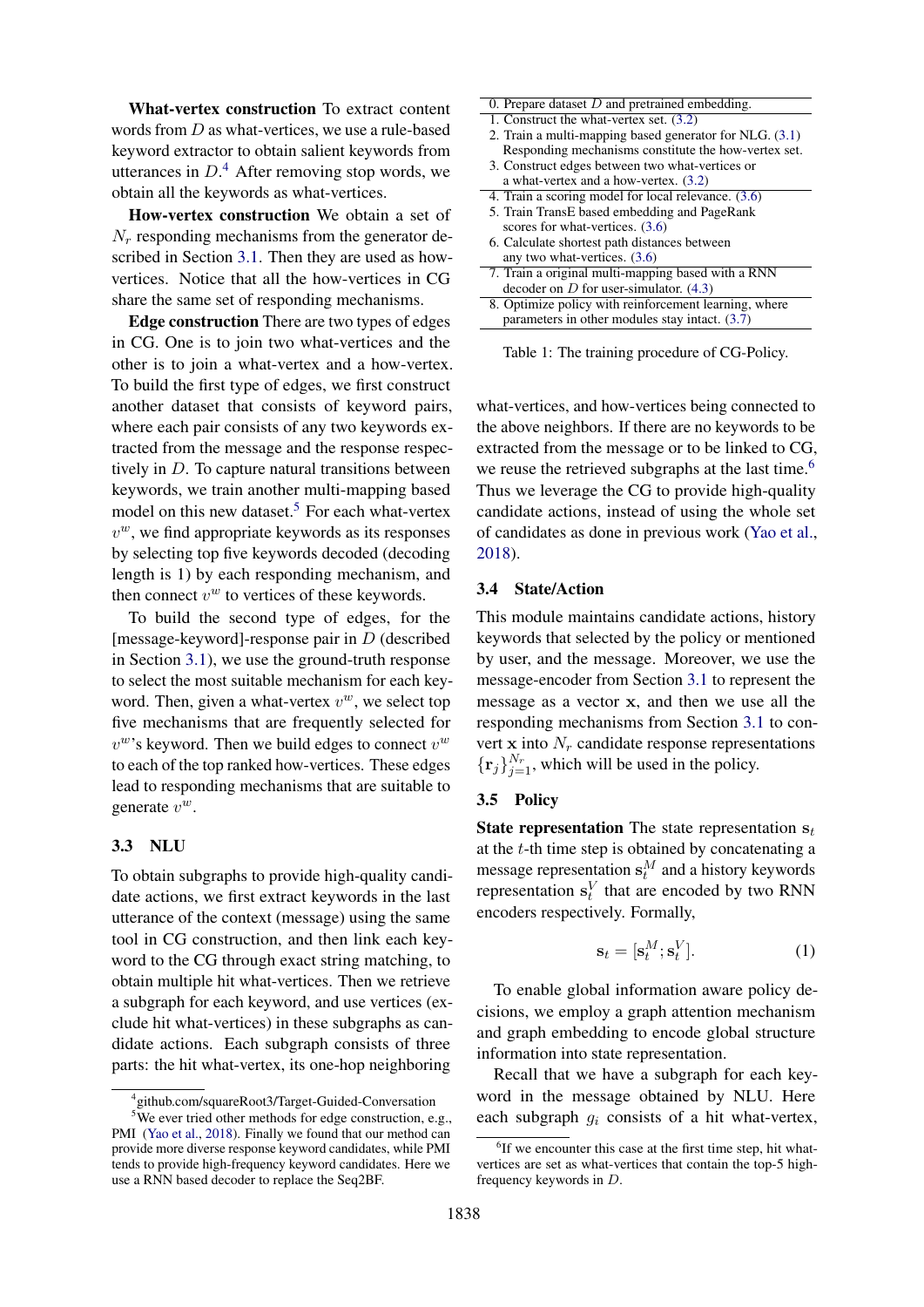**What-vertex construction** To extract content words from $D$ as what-vertices, we use a rule-based keyword extractor to obtain salient keywords from utterances in $D$.[4] After removing stop words, we obtain all the keywords as what-vertices.

**How-vertex construction** We obtain a set of $N_r$ responding mechanisms from the generator described in Section 3.1. Then they are used as how-vertices. Notice that all the how-vertices in CG share the same set of responding mechanisms.

**Edge construction** There are two types of edges in CG. One is to join two what-vertices and the other is to join a what-vertex and a how-vertex. To build the first type of edges, we first construct another dataset that consists of keyword pairs, where each pair consists of any two keywords extracted from the message and the response respectively in $D$. To capture natural transitions between keywords, we train another multi-mapping based model on this new dataset.[5] For each what-vertex $v^w$, we find appropriate keywords as its responses by selecting top five keywords decoded (decoding length is 1) by each responding mechanism, and then connect $v^w$ to vertices of these keywords.

To build the second type of edges, for the [message-keyword]-response pair in $D$ (described in Section 3.1), we use the ground-truth response to select the most suitable mechanism for each keyword. Then, given a what-vertex $v^w$, we select top five mechanisms that are frequently selected for $v^w$'s keyword. Then we build edges to connect $v^w$ to each of the top ranked how-vertices. These edges lead to responding mechanisms that are suitable to generate $v^w$.

### 3.3 NLU

To obtain subgraphs to provide high-quality candidate actions, we first extract keywords in the last utterance of the context (message) using the same tool in CG construction, and then link each keyword to the CG through exact string matching, to obtain multiple hit what-vertices. Then we retrieve a subgraph for each keyword, and use vertices (exclude hit what-vertices) in these subgraphs as candidate actions. Each subgraph consists of three parts: the hit what-vertex, its one-hop neighboring what-vertices, and how-vertices being connected to the above neighbors. If there are no keywords to be extracted from the message or to be linked to CG, we reuse the retrieved subgraphs at the last time.[6] Thus we leverage the CG to provide high-quality candidate actions, instead of using the whole set of candidates as done in previous work (Yao et al., 2018).

[4] github.com/squareRoot3/Target-Guided-Conversation

[5] We ever tried other methods for edge construction, e.g., PMI (Yao et al., 2018). Finally we found that our method can provide more diverse response keyword candidates, while PMI tends to provide high-frequency keyword candidates. Here we use a RNN based decoder to replace the Seq2BF.

[6] If we encounter this case at the first time step, hit what-vertices are set as what-vertices that contain the top-5 high-frequency keywords in $D$.

| |
|---|
| 0. Prepare dataset $D$ and pretrained embedding. |
| 1. Construct the what-vertex set. (3.2) <br> 2. Train a multi-mapping based generator for NLG. (3.1) Responding mechanisms constitute the how-vertex set. <br> 3. Construct edges between two what-vertices or a what-vertex and a how-vertex. (3.2) |
| 4. Train a scoring model for local relevance. (3.6) <br> 5. Train TransE based embedding and PageRank scores for what-vertices. (3.6) <br> 6. Calculate shortest path distances between any two what-vertices. (3.6) |
| 7. Train a original multi-mapping based with a RNN decoder on $D$ for user-simulator. (4.3) |
| 8. Optimize policy with reinforcement learning, where parameters in other modules stay intact. (3.7) |

Table 1: The training procedure of CG-Policy.

### 3.4 State/Action

This module maintains candidate actions, history keywords that selected by the policy or mentioned by user, and the message. Moreover, we use the message-encoder from Section 3.1 to represent the message as a vector $\mathbf{x}$, and then we use all the responding mechanisms from Section 3.1 to convert $\mathbf{x}$ into $N_r$ candidate response representations $\{\mathbf{r}_j\}_{j=1}^{N_r}$, which will be used in the policy.

### 3.5 Policy

**State representation** The state representation $\mathbf{s}_t$ at the $t$-th time step is obtained by concatenating a message representation $\mathbf{s}_t^M$ and a history keywords representation $\mathbf{s}_t^V$ that are encoded by two RNN encoders respectively. Formally,

$$\mathbf{s}_t = [\mathbf{s}_t^M; \mathbf{s}_t^V]. \tag{1}$$

To enable global information aware policy decisions, we employ a graph attention mechanism and graph embedding to encode global structure information into state representation.

Recall that we have a subgraph for each keyword in the message obtained by NLU. Here each subgraph $g_i$ consists of a hit what-vertex,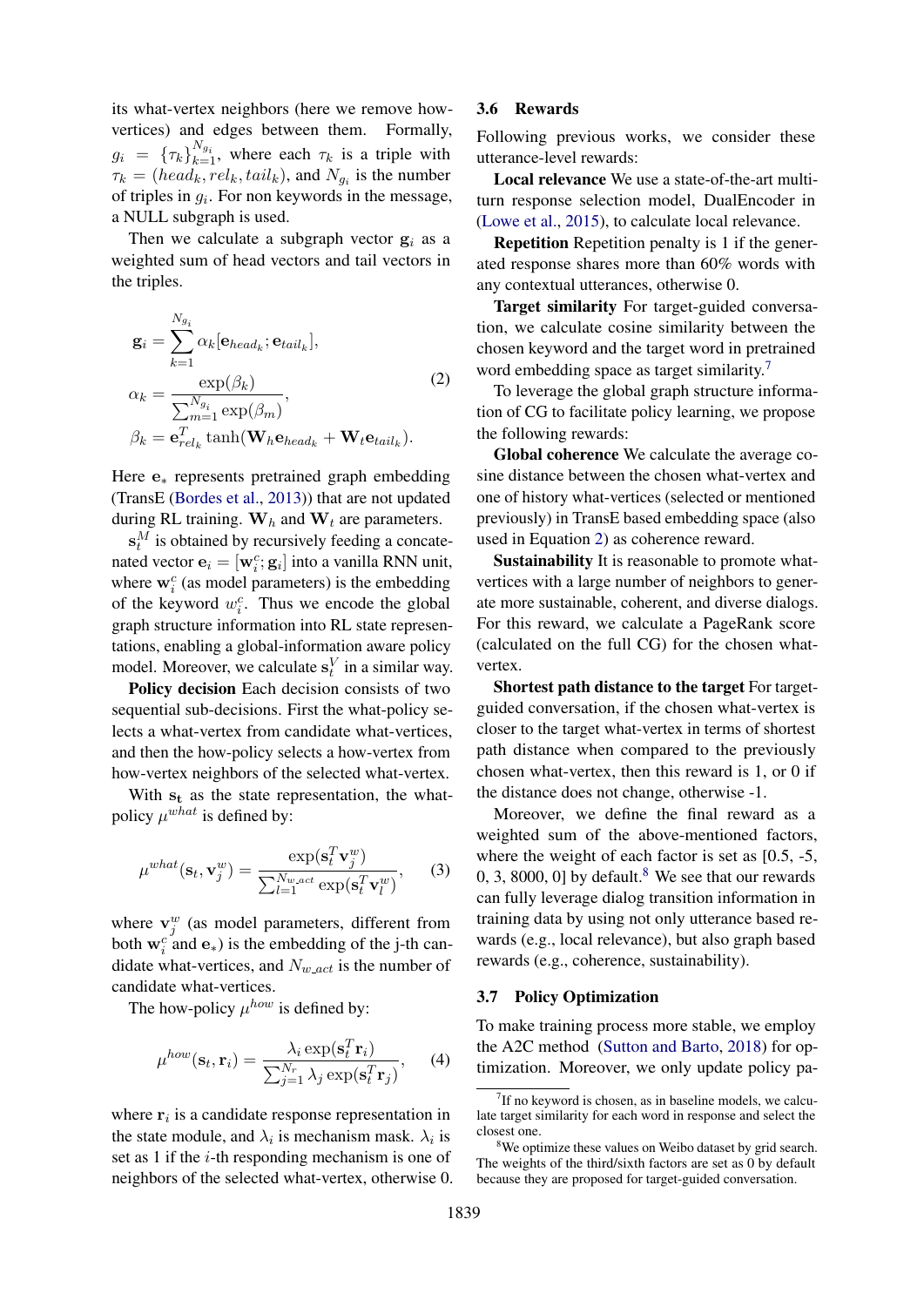its what-vertex neighbors (here we remove how-vertices) and edges between them. Formally, $g_i = \{\tau_k\}_{k=1}^{N_{g_i}}$, where each $\tau_k$ is a triple with $\tau_k = (head_k, rel_k, tail_k)$, and $N_{g_i}$ is the number of triples in $g_i$. For non keywords in the message, a NULL subgraph is used.

Then we calculate a subgraph vector $\mathbf{g}_i$ as a weighted sum of head vectors and tail vectors in the triples.

$$
\begin{aligned}
\mathbf{g}_i &= \sum_{k=1}^{N_{g_i}} \alpha_k [\mathbf{e}_{head_k}; \mathbf{e}_{tail_k}], \\
\alpha_k &= \frac{\exp(\beta_k)}{\sum_{m=1}^{N_{g_i}} \exp(\beta_m)}, \\
\beta_k &= \mathbf{e}_{rel_k}^T \tanh(\mathbf{W}_h \mathbf{e}_{head_k} + \mathbf{W}_t \mathbf{e}_{tail_k}).
\end{aligned}
\tag{2}
$$

Here $\mathbf{e}_*$ represents pretrained graph embedding (TransE (Bordes et al., 2013)) that are not updated during RL training. $\mathbf{W}_h$ and $\mathbf{W}_t$ are parameters.

$\mathbf{s}_t^M$ is obtained by recursively feeding a concatenated vector $\mathbf{e}_i = [\mathbf{w}_i^c; \mathbf{g}_i]$ into a vanilla RNN unit, where $\mathbf{w}_i^c$ (as model parameters) is the embedding of the keyword $w_i^c$. Thus we encode the global graph structure information into RL state representations, enabling a global-information aware policy model. Moreover, we calculate $\mathbf{s}_t^V$ in a similar way.

**Policy decision** Each decision consists of two sequential sub-decisions. First the what-policy selects a what-vertex from candidate what-vertices, and then the how-policy selects a how-vertex from how-vertex neighbors of the selected what-vertex.

With $\mathbf{s_t}$ as the state representation, the what-policy $\mu^{what}$ is defined by:

$$
\mu^{what}(\mathbf{s}_t, \mathbf{v}_j^w) = \frac{\exp(\mathbf{s}_t^T \mathbf{v}_j^w)}{\sum_{l=1}^{N_{w\_act}} \exp(\mathbf{s}_t^T \mathbf{v}_l^w)}, \tag{3}
$$

where $\mathbf{v}_j^w$ (as model parameters, different from both $\mathbf{w}_i^c$ and $\mathbf{e}_*$) is the embedding of the j-th candidate what-vertices, and $N_{w\_act}$ is the number of candidate what-vertices.

The how-policy $\mu^{how}$ is defined by:

$$
\mu^{how}(\mathbf{s}_t, \mathbf{r}_i) = \frac{\lambda_i \exp(\mathbf{s}_t^T \mathbf{r}_i)}{\sum_{j=1}^{N_r} \lambda_j \exp(\mathbf{s}_t^T \mathbf{r}_j)}, \tag{4}
$$

where $\mathbf{r}_i$ is a candidate response representation in the state module, and $\lambda_i$ is mechanism mask. $\lambda_i$ is set as 1 if the $i$-th responding mechanism is one of neighbors of the selected what-vertex, otherwise 0.

### 3.6 Rewards

Following previous works, we consider these utterance-level rewards:

**Local relevance** We use a state-of-the-art multi-turn response selection model, DualEncoder in (Lowe et al., 2015), to calculate local relevance.

**Repetition** Repetition penalty is 1 if the generated response shares more than 60% words with any contextual utterances, otherwise 0.

**Target similarity** For target-guided conversation, we calculate cosine similarity between the chosen keyword and the target word in pretrained word embedding space as target similarity.[7]

To leverage the global graph structure information of CG to facilitate policy learning, we propose the following rewards:

**Global coherence** We calculate the average cosine distance between the chosen what-vertex and one of history what-vertices (selected or mentioned previously) in TransE based embedding space (also used in Equation 2) as coherence reward.

**Sustainability** It is reasonable to promote what-vertices with a large number of neighbors to generate more sustainable, coherent, and diverse dialogs. For this reward, we calculate a PageRank score (calculated on the full CG) for the chosen what-vertex.

**Shortest path distance to the target** For target-guided conversation, if the chosen what-vertex is closer to the target what-vertex in terms of shortest path distance when compared to the previously chosen what-vertex, then this reward is 1, or 0 if the distance does not change, otherwise -1.

Moreover, we define the final reward as a weighted sum of the above-mentioned factors, where the weight of each factor is set as [0.5, -5, 0, 3, 8000, 0] by default.[8] We see that our rewards can fully leverage dialog transition information in training data by using not only utterance based rewards (e.g., local relevance), but also graph based rewards (e.g., coherence, sustainability).

### 3.7 Policy Optimization

To make training process more stable, we employ the A2C method (Sutton and Barto, 2018) for optimization. Moreover, we only update policy pa-

---

[7] If no keyword is chosen, as in baseline models, we calculate target similarity for each word in response and select the closest one.

[8] We optimize these values on Weibo dataset by grid search. The weights of the third/sixth factors are set as 0 by default because they are proposed for target-guided conversation.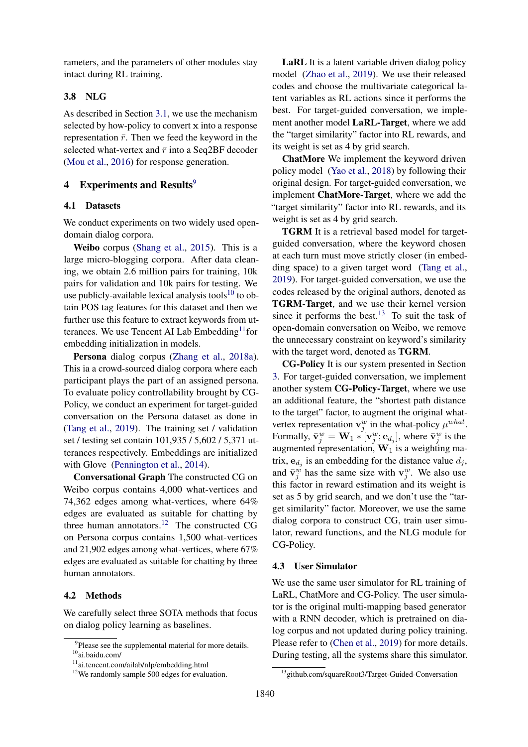rameters, and the parameters of other modules stay intact during RL training.

### 3.8 NLG

As described in Section 3.1, we use the mechanism selected by how-policy to convert $\mathbf{x}$ into a response representation $\bar{r}$. Then we feed the keyword in the selected what-vertex and $\bar{r}$ into a Seq2BF decoder (Mou et al., 2016) for response generation.

## 4 Experiments and Results[9]

### 4.1 Datasets

We conduct experiments on two widely used open-domain dialog corpora.

**Weibo** corpus (Shang et al., 2015). This is a large micro-blogging corpora. After data cleaning, we obtain 2.6 million pairs for training, 10k pairs for validation and 10k pairs for testing. We use publicly-available lexical analysis tools[10] to obtain POS tag features for this dataset and then we further use this feature to extract keywords from utterances. We use Tencent AI Lab Embedding[11] for embedding initialization in models.

**Persona** dialog corpus (Zhang et al., 2018a). This ia a crowd-sourced dialog corpora where each participant plays the part of an assigned persona. To evaluate policy controllability brought by CG-Policy, we conduct an experiment for target-guided conversation on the Persona dataset as done in (Tang et al., 2019). The training set / validation set / testing set contain 101,935 / 5,602 / 5,371 utterances respectively. Embeddings are initialized with Glove (Pennington et al., 2014).

**Conversational Graph** The constructed CG on Weibo corpus contains 4,000 what-vertices and 74,362 edges among what-vertices, where 64% edges are evaluated as suitable for chatting by three human annotators.[12] The constructed CG on Persona corpus contains 1,500 what-vertices and 21,902 edges among what-vertices, where 67% edges are evaluated as suitable for chatting by three human annotators.

### 4.2 Methods

We carefully select three SOTA methods that focus on dialog policy learning as baselines.

**LaRL** It is a latent variable driven dialog policy model (Zhao et al., 2019). We use their released codes and choose the multivariate categorical latent variables as RL actions since it performs the best. For target-guided conversation, we implement another model **LaRL-Target**, where we add the "target similarity" factor into RL rewards, and its weight is set as 4 by grid search.

**ChatMore** We implement the keyword driven policy model (Yao et al., 2018) by following their original design. For target-guided conversation, we implement **ChatMore-Target**, where we add the "target similarity" factor into RL rewards, and its weight is set as 4 by grid search.

**TGRM** It is a retrieval based model for target-guided conversation, where the keyword chosen at each turn must move strictly closer (in embedding space) to a given target word (Tang et al., 2019). For target-guided conversation, we use the codes released by the original authors, denoted as **TGRM-Target**, and we use their kernel version since it performs the best.[13] To suit the task of open-domain conversation on Weibo, we remove the unnecessary constraint on keyword's similarity with the target word, denoted as **TGRM**.

**CG-Policy** It is our system presented in Section 3. For target-guided conversation, we implement another system **CG-Policy-Target**, where we use an additional feature, the "shortest path distance to the target" factor, to augment the original what-vertex representation $\mathbf{v}_j^w$ in the what-policy $\mu^{what}$. Formally, $\bar{\mathbf{v}}_j^w = \mathbf{W}_1 * [\mathbf{v}_j^w; \mathbf{e}_{d_j}]$, where $\bar{\mathbf{v}}_j^w$ is the augmented representation, $\mathbf{W}_1$ is a weighting matrix, $\mathbf{e}_{d_j}$ is an embedding for the distance value $d_j$, and $\bar{\mathbf{v}}_j^w$ has the same size with $\mathbf{v}_j^w$. We also use this factor in reward estimation and its weight is set as 5 by grid search, and we don't use the "target similarity" factor. Moreover, we use the same dialog corpora to construct CG, train user simulator, reward functions, and the NLG module for CG-Policy.

### 4.3 User Simulator

We use the same user simulator for RL training of LaRL, ChatMore and CG-Policy. The user simulator is the original multi-mapping based generator with a RNN decoder, which is pretrained on dialog corpus and not updated during policy training. Please refer to (Chen et al., 2019) for more details. During testing, all the systems share this simulator.

[9] Please see the supplemental material for more details.
[10] ai.baidu.com/
[11] ai.tencent.com/ailab/nlp/embedding.html
[12] We randomly sample 500 edges for evaluation.
[13] github.com/squareRoot3/Target-Guided-Conversation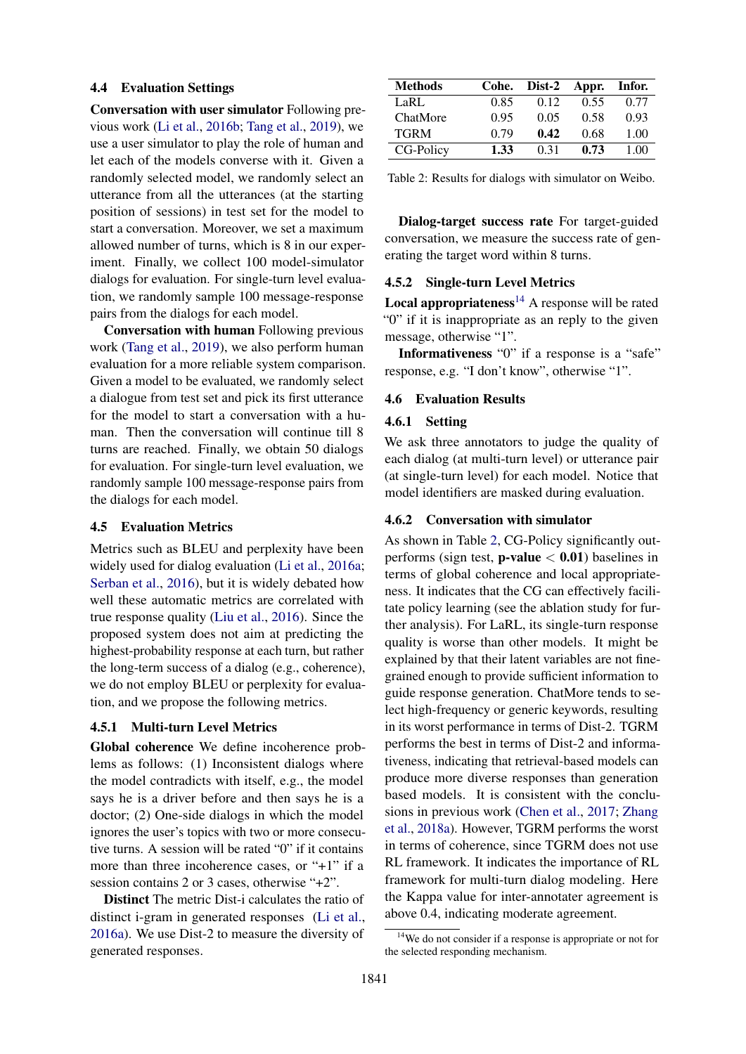### 4.4 Evaluation Settings

**Conversation with user simulator** Following previous work (Li et al., 2016b; Tang et al., 2019), we use a user simulator to play the role of human and let each of the models converse with it. Given a randomly selected model, we randomly select an utterance from all the utterances (at the starting position of sessions) in test set for the model to start a conversation. Moreover, we set a maximum allowed number of turns, which is 8 in our experiment. Finally, we collect 100 model-simulator dialogs for evaluation. For single-turn level evaluation, we randomly sample 100 message-response pairs from the dialogs for each model.

**Conversation with human** Following previous work (Tang et al., 2019), we also perform human evaluation for a more reliable system comparison. Given a model to be evaluated, we randomly select a dialogue from test set and pick its first utterance for the model to start a conversation with a human. Then the conversation will continue till 8 turns are reached. Finally, we obtain 50 dialogs for evaluation. For single-turn level evaluation, we randomly sample 100 message-response pairs from the dialogs for each model.

### 4.5 Evaluation Metrics

Metrics such as BLEU and perplexity have been widely used for dialog evaluation (Li et al., 2016a; Serban et al., 2016), but it is widely debated how well these automatic metrics are correlated with true response quality (Liu et al., 2016). Since the proposed system does not aim at predicting the highest-probability response at each turn, but rather the long-term success of a dialog (e.g., coherence), we do not employ BLEU or perplexity for evaluation, and we propose the following metrics.

#### 4.5.1 Multi-turn Level Metrics

**Global coherence** We define incoherence problems as follows: (1) Inconsistent dialogs where the model contradicts with itself, e.g., the model says he is a driver before and then says he is a doctor; (2) One-side dialogs in which the model ignores the user's topics with two or more consecutive turns. A session will be rated "0" if it contains more than three incoherence cases, or "+1" if a session contains 2 or 3 cases, otherwise "+2".

**Distinct** The metric Dist-i calculates the ratio of distinct i-gram in generated responses (Li et al., 2016a). We use Dist-2 to measure the diversity of generated responses.

| Methods | Cohe. | Dist-2 | Appr. | Infor. |
|---|---|---|---|---|
| LaRL | 0.85 | 0.12 | 0.55 | 0.77 |
| ChatMore | 0.95 | 0.05 | 0.58 | 0.93 |
| TGRM | 0.79 | **0.42** | 0.68 | 1.00 |
| CG-Policy | **1.33** | 0.31 | **0.73** | 1.00 |

Table 2: Results for dialogs with simulator on Weibo.

**Dialog-target success rate** For target-guided conversation, we measure the success rate of generating the target word within 8 turns.

#### 4.5.2 Single-turn Level Metrics

**Local appropriateness**[14] A response will be rated "0" if it is inappropriate as an reply to the given message, otherwise "1".

**Informativeness** "0" if a response is a "safe" response, e.g. "I don't know", otherwise "1".

### 4.6 Evaluation Results

#### 4.6.1 Setting

We ask three annotators to judge the quality of each dialog (at multi-turn level) or utterance pair (at single-turn level) for each model. Notice that model identifiers are masked during evaluation.

#### 4.6.2 Conversation with simulator

As shown in Table 2, CG-Policy significantly outperforms (sign test, **p-value** $<$ **0.01**) baselines in terms of global coherence and local appropriateness. It indicates that the CG can effectively facilitate policy learning (see the ablation study for further analysis). For LaRL, its single-turn response quality is worse than other models. It might be explained by that their latent variables are not fine-grained enough to provide sufficient information to guide response generation. ChatMore tends to select high-frequency or generic keywords, resulting in its worst performance in terms of Dist-2. TGRM performs the best in terms of Dist-2 and informativeness, indicating that retrieval-based models can produce more diverse responses than generation based models. It is consistent with the conclusions in previous work (Chen et al., 2017; Zhang et al., 2018a). However, TGRM performs the worst in terms of coherence, since TGRM does not use RL framework. It indicates the importance of RL framework for multi-turn dialog modeling. Here the Kappa value for inter-annotater agreement is above 0.4, indicating moderate agreement.

[14] We do not consider if a response is appropriate or not for the selected responding mechanism.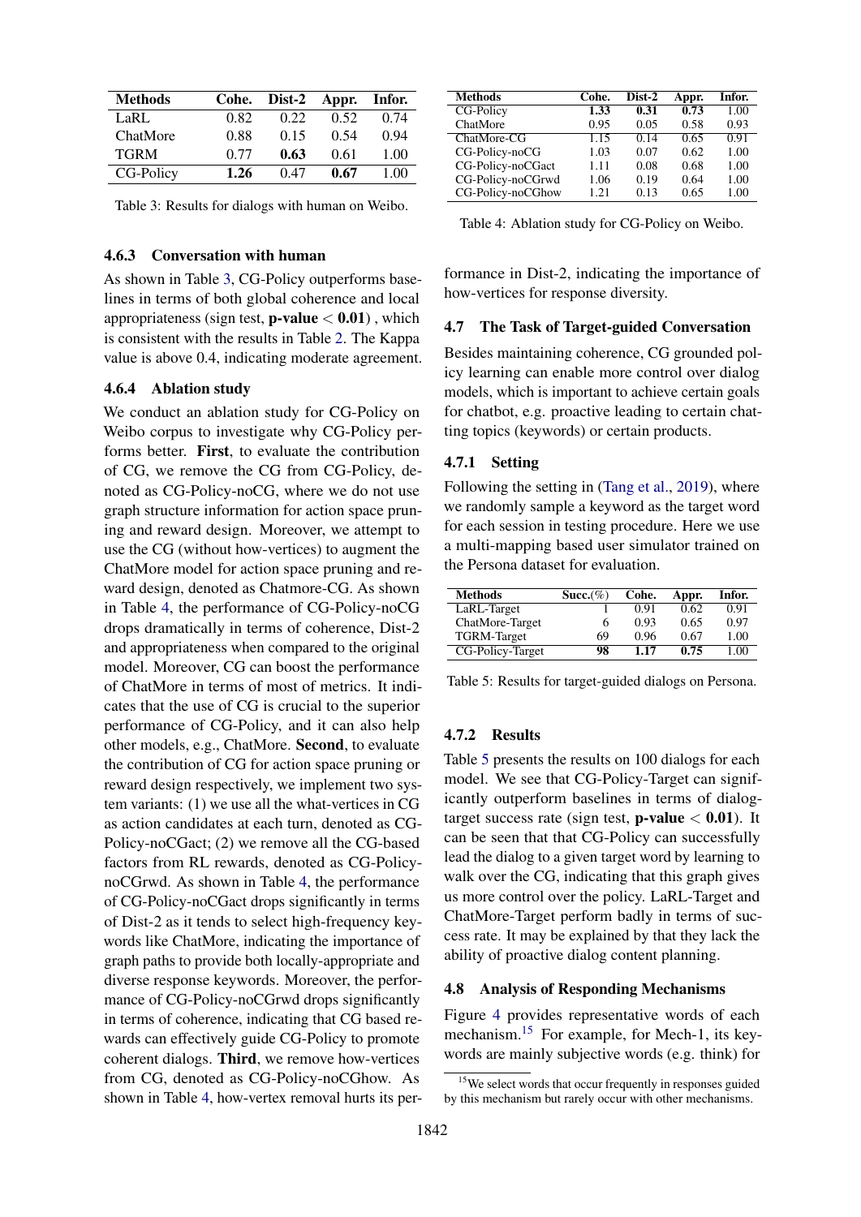| Methods | Cohe. | Dist-2 | Appr. | Infor. |
|---|---|---|---|---|
| LaRL | 0.82 | 0.22 | 0.52 | 0.74 |
| ChatMore | 0.88 | 0.15 | 0.54 | 0.94 |
| TGRM | 0.77 | **0.63** | 0.61 | 1.00 |
| CG-Policy | **1.26** | 0.47 | **0.67** | 1.00 |

Table 3: Results for dialogs with human on Weibo.

#### 4.6.3 Conversation with human

As shown in Table 3, CG-Policy outperforms baselines in terms of both global coherence and local appropriateness (sign test, **p-value** < **0.01**) , which is consistent with the results in Table 2. The Kappa value is above 0.4, indicating moderate agreement.

#### 4.6.4 Ablation study

We conduct an ablation study for CG-Policy on Weibo corpus to investigate why CG-Policy performs better. **First**, to evaluate the contribution of CG, we remove the CG from CG-Policy, denoted as CG-Policy-noCG, where we do not use graph structure information for action space pruning and reward design. Moreover, we attempt to use the CG (without how-vertices) to augment the ChatMore model for action space pruning and reward design, denoted as Chatmore-CG. As shown in Table 4, the performance of CG-Policy-noCG drops dramatically in terms of coherence, Dist-2 and appropriateness when compared to the original model. Moreover, CG can boost the performance of ChatMore in terms of most of metrics. It indicates that the use of CG is crucial to the superior performance of CG-Policy, and it can also help other models, e.g., ChatMore. **Second**, to evaluate the contribution of CG for action space pruning or reward design respectively, we implement two system variants: (1) we use all the what-vertices in CG as action candidates at each turn, denoted as CG-Policy-noCGact; (2) we remove all the CG-based factors from RL rewards, denoted as CG-Policy-noCGrwd. As shown in Table 4, the performance of CG-Policy-noCGact drops significantly in terms of Dist-2 as it tends to select high-frequency keywords like ChatMore, indicating the importance of graph paths to provide both locally-appropriate and diverse response keywords. Moreover, the performance of CG-Policy-noCGrwd drops significantly in terms of coherence, indicating that CG based rewards can effectively guide CG-Policy to promote coherent dialogs. **Third**, we remove how-vertices from CG, denoted as CG-Policy-noCGhow. As shown in Table 4, how-vertex removal hurts its performance in Dist-2, indicating the importance of how-vertices for response diversity.

| Methods | Cohe. | Dist-2 | Appr. | Infor. |
|---|---|---|---|---|
| CG-Policy | **1.33** | **0.31** | **0.73** | 1.00 |
| ChatMore | 0.95 | 0.05 | 0.58 | 0.93 |
| ChatMore-CG | 1.15 | 0.14 | 0.65 | 0.91 |
| CG-Policy-noCG | 1.03 | 0.07 | 0.62 | 1.00 |
| CG-Policy-noCGact | 1.11 | 0.08 | 0.68 | 1.00 |
| CG-Policy-noCGrwd | 1.06 | 0.19 | 0.64 | 1.00 |
| CG-Policy-noCGhow | 1.21 | 0.13 | 0.65 | 1.00 |

Table 4: Ablation study for CG-Policy on Weibo.

### 4.7 The Task of Target-guided Conversation

Besides maintaining coherence, CG grounded policy learning can enable more control over dialog models, which is important to achieve certain goals for chatbot, e.g. proactive leading to certain chatting topics (keywords) or certain products.

#### 4.7.1 Setting

Following the setting in (Tang et al., 2019), where we randomly sample a keyword as the target word for each session in testing procedure. Here we use a multi-mapping based user simulator trained on the Persona dataset for evaluation.

| Methods | Succ.(%) | Cohe. | Appr. | Infor. |
|---|---|---|---|---|
| LaRL-Target | 1 | 0.91 | 0.62 | 0.91 |
| ChatMore-Target | 6 | 0.93 | 0.65 | 0.97 |
| TGRM-Target | 69 | 0.96 | 0.67 | 1.00 |
| CG-Policy-Target | **98** | **1.17** | **0.75** | 1.00 |

Table 5: Results for target-guided dialogs on Persona.

#### 4.7.2 Results

Table 5 presents the results on 100 dialogs for each model. We see that CG-Policy-Target can significantly outperform baselines in terms of dialog-target success rate (sign test, **p-value** < **0.01**). It can be seen that that CG-Policy can successfully lead the dialog to a given target word by learning to walk over the CG, indicating that this graph gives us more control over the policy. LaRL-Target and ChatMore-Target perform badly in terms of success rate. It may be explained by that they lack the ability of proactive dialog content planning.

### 4.8 Analysis of Responding Mechanisms

Figure 4 provides representative words of each mechanism.[15] For example, for Mech-1, its keywords are mainly subjective words (e.g. think) for

[15] We select words that occur frequently in responses guided by this mechanism but rarely occur with other mechanisms.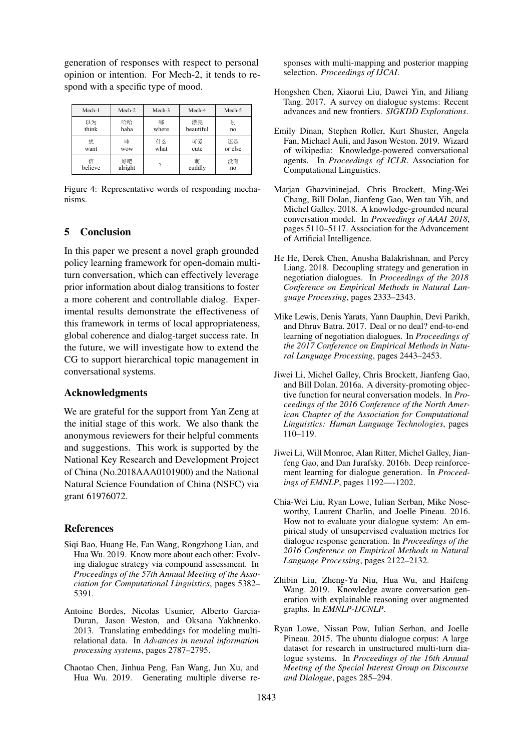generation of responses with respect to personal opinion or intention. For Mech-2, it tends to respond with a specific type of mood.

| Mech-1 | Mech-2 | Mech-3 | Mech-4 | Mech-5 |
|---|---|---|---|---|
| 以为<br>think | 哈哈<br>haha | 哪<br>where | 漂亮<br>beautiful | 别<br>no |
| 想<br>want | 哇<br>wow | 什么<br>what | 可爱<br>cute | 还是<br>or else |
| 信<br>believe | 好吧<br>alright | ? | 萌<br>cuddly | 没有<br>no |

Figure 4: Representative words of responding mechanisms.

## 5 Conclusion

In this paper we present a novel graph grounded policy learning framework for open-domain multi-turn conversation, which can effectively leverage prior information about dialog transitions to foster a more coherent and controllable dialog. Experimental results demonstrate the effectiveness of this framework in terms of local appropriateness, global coherence and dialog-target success rate. In the future, we will investigate how to extend the CG to support hierarchical topic management in conversational systems.

## Acknowledgments

We are grateful for the support from Yan Zeng at the initial stage of this work. We also thank the anonymous reviewers for their helpful comments and suggestions. This work is supported by the National Key Research and Development Project of China (No.2018AAA0101900) and the National Natural Science Foundation of China (NSFC) via grant 61976072.

## References

Siqi Bao, Huang He, Fan Wang, Rongzhong Lian, and Hua Wu. 2019. Know more about each other: Evolving dialogue strategy via compound assessment. In *Proceedings of the 57th Annual Meeting of the Association for Computational Linguistics*, pages 5382–5391.

Antoine Bordes, Nicolas Usunier, Alberto Garcia-Duran, Jason Weston, and Oksana Yakhnenko. 2013. Translating embeddings for modeling multi-relational data. In *Advances in neural information processing systems*, pages 2787–2795.

Chaotao Chen, Jinhua Peng, Fan Wang, Jun Xu, and Hua Wu. 2019. Generating multiple diverse responses with multi-mapping and posterior mapping selection. *Proceedings of IJCAI*.

Hongshen Chen, Xiaorui Liu, Dawei Yin, and Jiliang Tang. 2017. A survey on dialogue systems: Recent advances and new frontiers. *SIGKDD Explorations*.

Emily Dinan, Stephen Roller, Kurt Shuster, Angela Fan, Michael Auli, and Jason Weston. 2019. Wizard of wikipedia: Knowledge-powered conversational agents. In *Proceedings of ICLR*. Association for Computational Linguistics.

Marjan Ghazvininejad, Chris Brockett, Ming-Wei Chang, Bill Dolan, Jianfeng Gao, Wen tau Yih, and Michel Galley. 2018. A knowledge-grounded neural conversation model. In *Proceedings of AAAI 2018*, pages 5110–5117. Association for the Advancement of Artificial Intelligence.

He He, Derek Chen, Anusha Balakrishnan, and Percy Liang. 2018. Decoupling strategy and generation in negotiation dialogues. In *Proceedings of the 2018 Conference on Empirical Methods in Natural Language Processing*, pages 2333–2343.

Mike Lewis, Denis Yarats, Yann Dauphin, Devi Parikh, and Dhruv Batra. 2017. Deal or no deal? end-to-end learning of negotiation dialogues. In *Proceedings of the 2017 Conference on Empirical Methods in Natural Language Processing*, pages 2443–2453.

Jiwei Li, Michel Galley, Chris Brockett, Jianfeng Gao, and Bill Dolan. 2016a. A diversity-promoting objective function for neural conversation models. In *Proceedings of the 2016 Conference of the North American Chapter of the Association for Computational Linguistics: Human Language Technologies*, pages 110–119.

Jiwei Li, Will Monroe, Alan Ritter, Michel Galley, Jianfeng Gao, and Dan Jurafsky. 2016b. Deep reinforcement learning for dialogue generation. In *Proceedings of EMNLP*, pages 1192—-1202.

Chia-Wei Liu, Ryan Lowe, Iulian Serban, Mike Noseworthy, Laurent Charlin, and Joelle Pineau. 2016. How not to evaluate your dialogue system: An empirical study of unsupervised evaluation metrics for dialogue response generation. In *Proceedings of the 2016 Conference on Empirical Methods in Natural Language Processing*, pages 2122–2132.

Zhibin Liu, Zheng-Yu Niu, Hua Wu, and Haifeng Wang. 2019. Knowledge aware conversation generation with explainable reasoning over augmented graphs. In *EMNLP-IJCNLP*.

Ryan Lowe, Nissan Pow, Iulian Serban, and Joelle Pineau. 2015. The ubuntu dialogue corpus: A large dataset for research in unstructured multi-turn dialogue systems. In *Proceedings of the 16th Annual Meeting of the Special Interest Group on Discourse and Dialogue*, pages 285–294.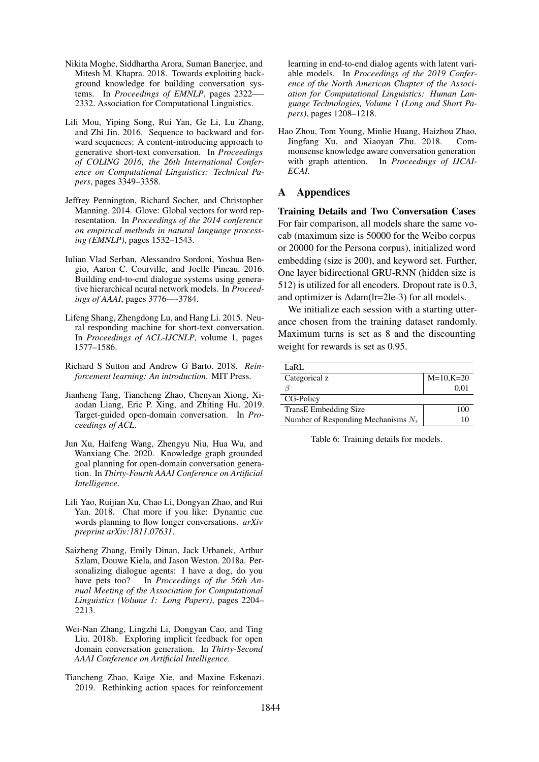Nikita Moghe, Siddhartha Arora, Suman Banerjee, and Mitesh M. Khapra. 2018. Towards exploiting background knowledge for building conversation systems. In *Proceedings of EMNLP*, pages 2322—-2332. Association for Computational Linguistics.

Lili Mou, Yiping Song, Rui Yan, Ge Li, Lu Zhang, and Zhi Jin. 2016. Sequence to backward and forward sequences: A content-introducing approach to generative short-text conversation. In *Proceedings of COLING 2016, the 26th International Conference on Computational Linguistics: Technical Papers*, pages 3349–3358.

Jeffrey Pennington, Richard Socher, and Christopher Manning. 2014. Glove: Global vectors for word representation. In *Proceedings of the 2014 conference on empirical methods in natural language processing (EMNLP)*, pages 1532–1543.

Iulian Vlad Serban, Alessandro Sordoni, Yoshua Bengio, Aaron C. Courville, and Joelle Pineau. 2016. Building end-to-end dialogue systems using generative hierarchical neural network models. In *Proceedings of AAAI*, pages 3776—-3784.

Lifeng Shang, Zhengdong Lu, and Hang Li. 2015. Neural responding machine for short-text conversation. In *Proceedings of ACL-IJCNLP*, volume 1, pages 1577–1586.

Richard S Sutton and Andrew G Barto. 2018. *Reinforcement learning: An introduction*. MIT Press.

Jianheng Tang, Tiancheng Zhao, Chenyan Xiong, Xiaodan Liang, Eric P. Xing, and Zhiting Hu. 2019. Target-guided open-domain conversation. In *Proceedings of ACL*.

Jun Xu, Haifeng Wang, Zhengyu Niu, Hua Wu, and Wanxiang Che. 2020. Knowledge graph grounded goal planning for open-domain conversation generation. In *Thirty-Fourth AAAI Conference on Artificial Intelligence*.

Lili Yao, Ruijian Xu, Chao Li, Dongyan Zhao, and Rui Yan. 2018. Chat more if you like: Dynamic cue words planning to flow longer conversations. *arXiv preprint arXiv:1811.07631*.

Saizheng Zhang, Emily Dinan, Jack Urbanek, Arthur Szlam, Douwe Kiela, and Jason Weston. 2018a. Personalizing dialogue agents: I have a dog, do you have pets too? In *Proceedings of the 56th Annual Meeting of the Association for Computational Linguistics (Volume 1: Long Papers)*, pages 2204–2213.

Wei-Nan Zhang, Lingzhi Li, Dongyan Cao, and Ting Liu. 2018b. Exploring implicit feedback for open domain conversation generation. In *Thirty-Second AAAI Conference on Artificial Intelligence*.

Tiancheng Zhao, Kaige Xie, and Maxine Eskenazi. 2019. Rethinking action spaces for reinforcement learning in end-to-end dialog agents with latent variable models. In *Proceedings of the 2019 Conference of the North American Chapter of the Association for Computational Linguistics: Human Language Technologies, Volume 1 (Long and Short Papers)*, pages 1208–1218.

Hao Zhou, Tom Young, Minlie Huang, Haizhou Zhao, Jingfang Xu, and Xiaoyan Zhu. 2018. Commonsense knowledge aware conversation generation with graph attention. In *Proceedings of IJCAI-ECAI*.

# A Appendices

**Training Details and Two Conversation Cases** For fair comparison, all models share the same vocab (maximum size is 50000 for the Weibo corpus or 20000 for the Persona corpus), initialized word embedding (size is 200), and keyword set. Further, One layer bidirectional GRU-RNN (hidden size is 512) is utilized for all encoders. Dropout rate is 0.3, and optimizer is Adam(lr=2le-3) for all models.

We initialize each session with a starting utterance chosen from the training dataset randomly. Maximum turns is set as 8 and the discounting weight for rewards is set as 0.95.

| LaRL | |
|---|---|
| Categorical z | M=10,K=20 |
| $\beta$ | 0.01 |
| CG-Policy | |
| TransE Embedding Size | 100 |
| Number of Responding Mechanisms $N_r$ | 10 |

Table 6: Training details for models.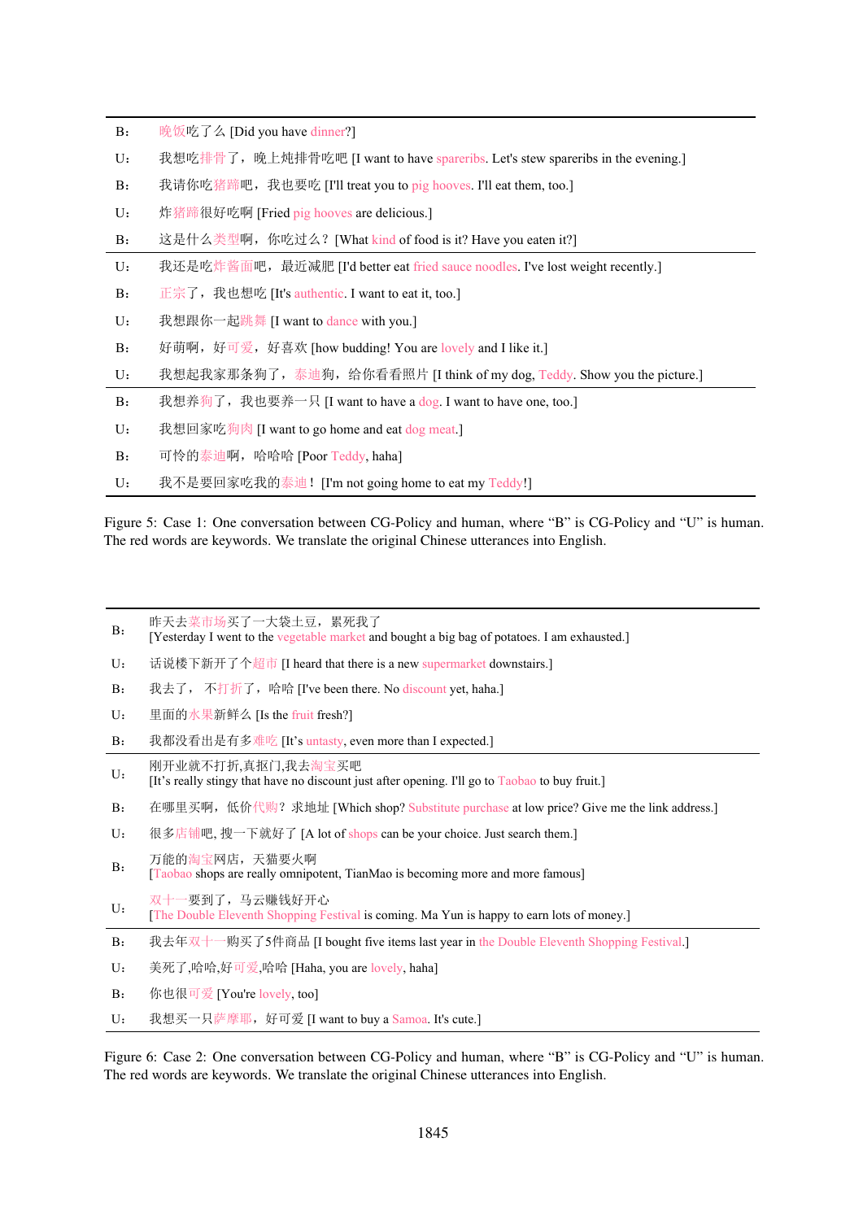| | |
|---|---|
| B: | 晚饭吃了么 [Did you have dinner?] |
| U: | 我想吃排骨了，晚上炖排骨吃吧 [I want to have spareribs. Let's stew spareribs in the evening.] |
| B: | 我请你吃猪蹄吧，我也要吃 [I'll treat you to pig hooves. I'll eat them, too.] |
| U: | 炸猪蹄很好吃啊 [Fried pig hooves are delicious.] |
| B: | 这是什么类型啊，你吃过么？[What kind of food is it? Have you eaten it?] |
| U: | 我还是吃炸酱面吧，最近减肥 [I'd better eat fried sauce noodles. I've lost weight recently.] |
| B: | 正宗了，我也想吃 [It's authentic. I want to eat it, too.] |
| U: | 我想跟你一起跳舞 [I want to dance with you.] |
| B: | 好萌啊，好可爱，好喜欢 [how budding! You are lovely and I like it.] |
| U: | 我想起我家那条狗了，泰迪狗，给你看看照片 [I think of my dog, Teddy. Show you the picture.] |
| B: | 我想养狗了，我也要养一只 [I want to have a dog. I want to have one, too.] |
| U: | 我想回家吃狗肉 [I want to go home and eat dog meat.] |
| B: | 可怜的泰迪啊，哈哈哈 [Poor Teddy, haha] |
| U: | 我不是要回家吃我的泰迪！ [I'm not going home to eat my Teddy!] |

Figure 5: Case 1: One conversation between CG-Policy and human, where "B" is CG-Policy and "U" is human. The red words are keywords. We translate the original Chinese utterances into English.

| | |
|---|---|
| B: | 昨天去菜市场买了一大袋土豆，累死我了 [Yesterday I went to the vegetable market and bought a big bag of potatoes. I am exhausted.] |
| U: | 话说楼下新开了个超市 [I heard that there is a new supermarket downstairs.] |
| B: | 我去了， 不打折了，哈哈 [I've been there. No discount yet, haha.] |
| U: | 里面的水果新鲜么 [Is the fruit fresh?] |
| B: | 我都没看出是有多难吃 [It's untasty, even more than I expected.] |
| U: | 刚开业就不打折,真抠门,我去淘宝买吧 [It's really stingy that have no discount just after opening. I'll go to Taobao to buy fruit.] |
| B: | 在哪里买啊，低价代购？求地址 [Which shop? Substitute purchase at low price? Give me the link address.] |
| U: | 很多店铺吧, 搜一下就好了 [A lot of shops can be your choice. Just search them.] |
| B: | 万能的淘宝网店，天猫要火啊 [Taobao shops are really omnipotent, TianMao is becoming more and more famous] |
| U: | 双十一要到了，马云赚钱好开心 [The Double Eleventh Shopping Festival is coming. Ma Yun is happy to earn lots of money.] |
| B: | 我去年双十一购买了5件商品 [I bought five items last year in the Double Eleventh Shopping Festival.] |
| U: | 美死了,哈哈,好可爱,哈哈 [Haha, you are lovely, haha] |
| B: | 你也很可爱 [You're lovely, too] |
| U: | 我想买一只萨摩耶，好可爱 [I want to buy a Samoa. It's cute.] |

Figure 6: Case 2: One conversation between CG-Policy and human, where "B" is CG-Policy and "U" is human. The red words are keywords. We translate the original Chinese utterances into English.